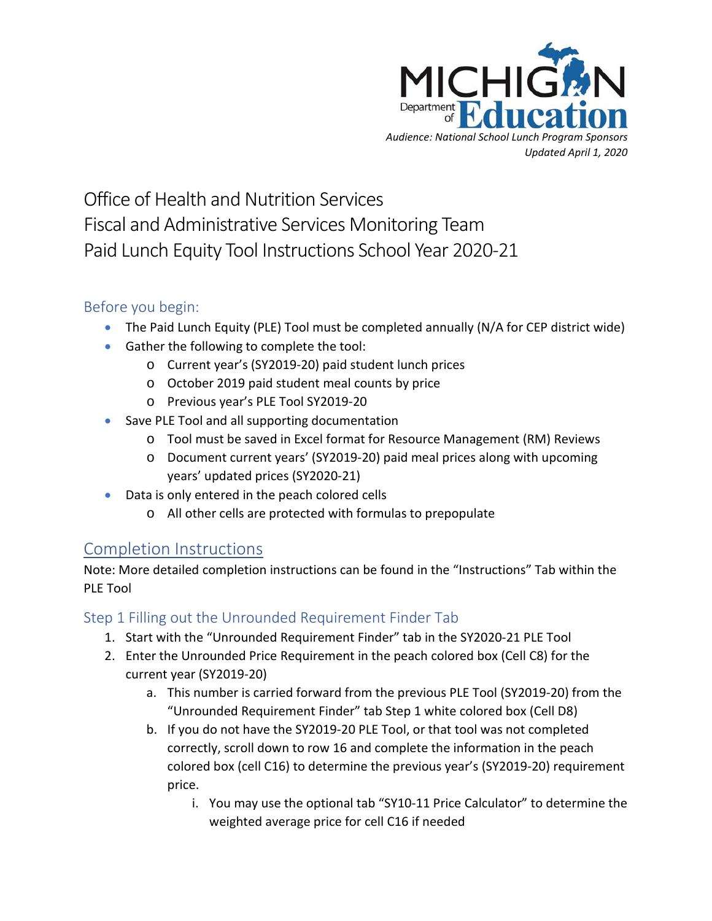MICHIGAN Department of Education

*Audience: National School Lunch Program Sponsors*
*Updated April 1, 2020*

# Office of Health and Nutrition Services
# Fiscal and Administrative Services Monitoring Team
# Paid Lunch Equity Tool Instructions School Year 2020-21

## Before you begin:

- The Paid Lunch Equity (PLE) Tool must be completed annually (N/A for CEP district wide)
- Gather the following to complete the tool:
  - Current year's (SY2019-20) paid student lunch prices
  - October 2019 paid student meal counts by price
  - Previous year's PLE Tool SY2019-20
- Save PLE Tool and all supporting documentation
  - Tool must be saved in Excel format for Resource Management (RM) Reviews
  - Document current years' (SY2019-20) paid meal prices along with upcoming years' updated prices (SY2020-21)
- Data is only entered in the peach colored cells
  - All other cells are protected with formulas to prepopulate

## Completion Instructions

Note: More detailed completion instructions can be found in the "Instructions" Tab within the PLE Tool

### Step 1 Filling out the Unrounded Requirement Finder Tab

1. Start with the "Unrounded Requirement Finder" tab in the SY2020-21 PLE Tool
2. Enter the Unrounded Price Requirement in the peach colored box (Cell C8) for the current year (SY2019-20)
   a. This number is carried forward from the previous PLE Tool (SY2019-20) from the "Unrounded Requirement Finder" tab Step 1 white colored box (Cell D8)
   b. If you do not have the SY2019-20 PLE Tool, or that tool was not completed correctly, scroll down to row 16 and complete the information in the peach colored box (cell C16) to determine the previous year's (SY2019-20) requirement price.
      i. You may use the optional tab "SY10-11 Price Calculator" to determine the weighted average price for cell C16 if needed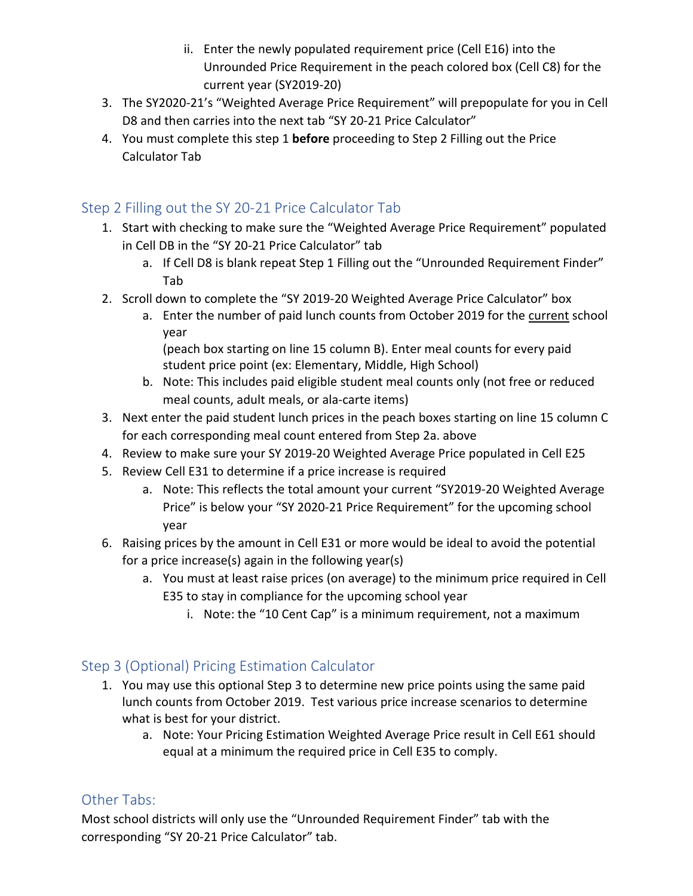ii. Enter the newly populated requirement price (Cell E16) into the Unrounded Price Requirement in the peach colored box (Cell C8) for the current year (SY2019-20)

3. The SY2020-21's "Weighted Average Price Requirement" will prepopulate for you in Cell D8 and then carries into the next tab "SY 20-21 Price Calculator"
4. You must complete this step 1 **before** proceeding to Step 2 Filling out the Price Calculator Tab

## Step 2 Filling out the SY 20-21 Price Calculator Tab

1. Start with checking to make sure the "Weighted Average Price Requirement" populated in Cell DB in the "SY 20-21 Price Calculator" tab
   a. If Cell D8 is blank repeat Step 1 Filling out the "Unrounded Requirement Finder" Tab
2. Scroll down to complete the "SY 2019-20 Weighted Average Price Calculator" box
   a. Enter the number of paid lunch counts from October 2019 for the current school year
   (peach box starting on line 15 column B). Enter meal counts for every paid student price point (ex: Elementary, Middle, High School)
   b. Note: This includes paid eligible student meal counts only (not free or reduced meal counts, adult meals, or ala-carte items)
3. Next enter the paid student lunch prices in the peach boxes starting on line 15 column C for each corresponding meal count entered from Step 2a. above
4. Review to make sure your SY 2019-20 Weighted Average Price populated in Cell E25
5. Review Cell E31 to determine if a price increase is required
   a. Note: This reflects the total amount your current "SY2019-20 Weighted Average Price" is below your "SY 2020-21 Price Requirement" for the upcoming school year
6. Raising prices by the amount in Cell E31 or more would be ideal to avoid the potential for a price increase(s) again in the following year(s)
   a. You must at least raise prices (on average) to the minimum price required in Cell E35 to stay in compliance for the upcoming school year
      i. Note: the "10 Cent Cap" is a minimum requirement, not a maximum

## Step 3 (Optional) Pricing Estimation Calculator

1. You may use this optional Step 3 to determine new price points using the same paid lunch counts from October 2019. Test various price increase scenarios to determine what is best for your district.
   a. Note: Your Pricing Estimation Weighted Average Price result in Cell E61 should equal at a minimum the required price in Cell E35 to comply.

## Other Tabs:

Most school districts will only use the "Unrounded Requirement Finder" tab with the corresponding "SY 20-21 Price Calculator" tab.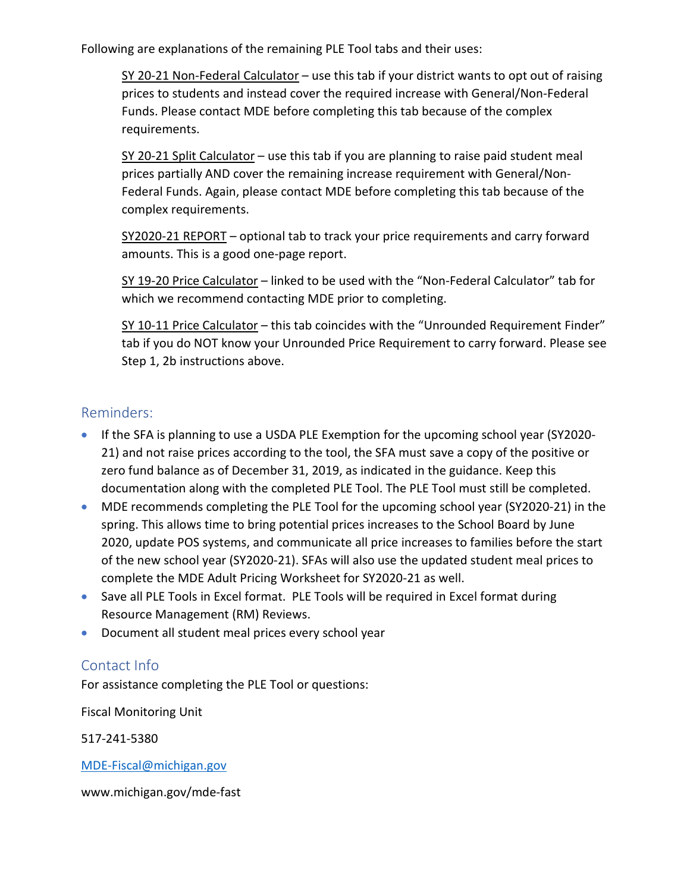Following are explanations of the remaining PLE Tool tabs and their uses:

SY 20-21 Non-Federal Calculator – use this tab if your district wants to opt out of raising prices to students and instead cover the required increase with General/Non-Federal Funds. Please contact MDE before completing this tab because of the complex requirements.

SY 20-21 Split Calculator – use this tab if you are planning to raise paid student meal prices partially AND cover the remaining increase requirement with General/Non-Federal Funds. Again, please contact MDE before completing this tab because of the complex requirements.

SY2020-21 REPORT – optional tab to track your price requirements and carry forward amounts. This is a good one-page report.

SY 19-20 Price Calculator – linked to be used with the "Non-Federal Calculator" tab for which we recommend contacting MDE prior to completing.

SY 10-11 Price Calculator – this tab coincides with the "Unrounded Requirement Finder" tab if you do NOT know your Unrounded Price Requirement to carry forward. Please see Step 1, 2b instructions above.

## Reminders:

- If the SFA is planning to use a USDA PLE Exemption for the upcoming school year (SY2020-21) and not raise prices according to the tool, the SFA must save a copy of the positive or zero fund balance as of December 31, 2019, as indicated in the guidance. Keep this documentation along with the completed PLE Tool. The PLE Tool must still be completed.
- MDE recommends completing the PLE Tool for the upcoming school year (SY2020-21) in the spring. This allows time to bring potential prices increases to the School Board by June 2020, update POS systems, and communicate all price increases to families before the start of the new school year (SY2020-21). SFAs will also use the updated student meal prices to complete the MDE Adult Pricing Worksheet for SY2020-21 as well.
- Save all PLE Tools in Excel format. PLE Tools will be required in Excel format during Resource Management (RM) Reviews.
- Document all student meal prices every school year

## Contact Info

For assistance completing the PLE Tool or questions:

Fiscal Monitoring Unit

517-241-5380

MDE-Fiscal@michigan.gov

www.michigan.gov/mde-fast